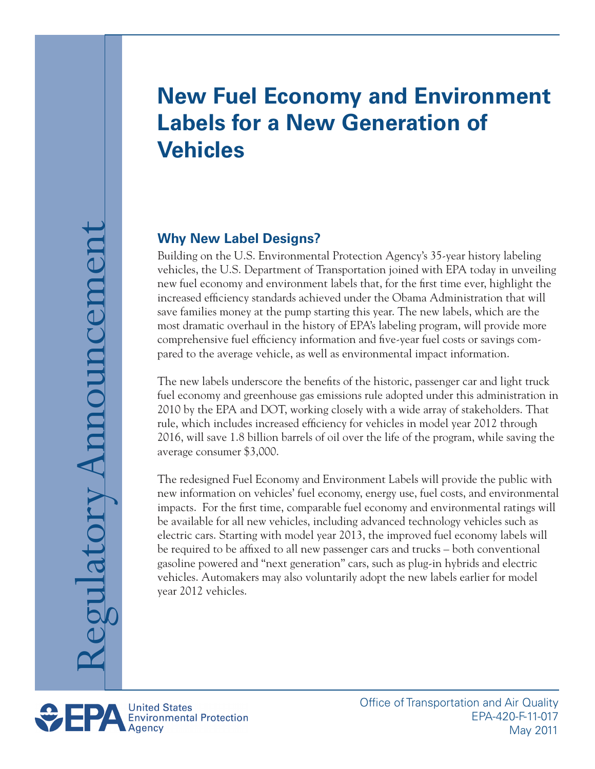Regulatory Announcement

# New Fuel Economy and Environment Labels for a New Generation of Vehicles

## Why New Label Designs?

Building on the U.S. Environmental Protection Agency's 35-year history labeling vehicles, the U.S. Department of Transportation joined with EPA today in unveiling new fuel economy and environment labels that, for the first time ever, highlight the increased efficiency standards achieved under the Obama Administration that will save families money at the pump starting this year. The new labels, which are the most dramatic overhaul in the history of EPA's labeling program, will provide more comprehensive fuel efficiency information and five-year fuel costs or savings compared to the average vehicle, as well as environmental impact information.

The new labels underscore the benefits of the historic, passenger car and light truck fuel economy and greenhouse gas emissions rule adopted under this administration in 2010 by the EPA and DOT, working closely with a wide array of stakeholders. That rule, which includes increased efficiency for vehicles in model year 2012 through 2016, will save 1.8 billion barrels of oil over the life of the program, while saving the average consumer $3,000.

The redesigned Fuel Economy and Environment Labels will provide the public with new information on vehicles' fuel economy, energy use, fuel costs, and environmental impacts. For the first time, comparable fuel economy and environmental ratings will be available for all new vehicles, including advanced technology vehicles such as electric cars. Starting with model year 2013, the improved fuel economy labels will be required to be affixed to all new passenger cars and trucks – both conventional gasoline powered and "next generation" cars, such as plug-in hybrids and electric vehicles. Automakers may also voluntarily adopt the new labels earlier for model year 2012 vehicles.

EPA United States Environmental Protection Agency

Office of Transportation and Air Quality
EPA-420-F-11-017
May 2011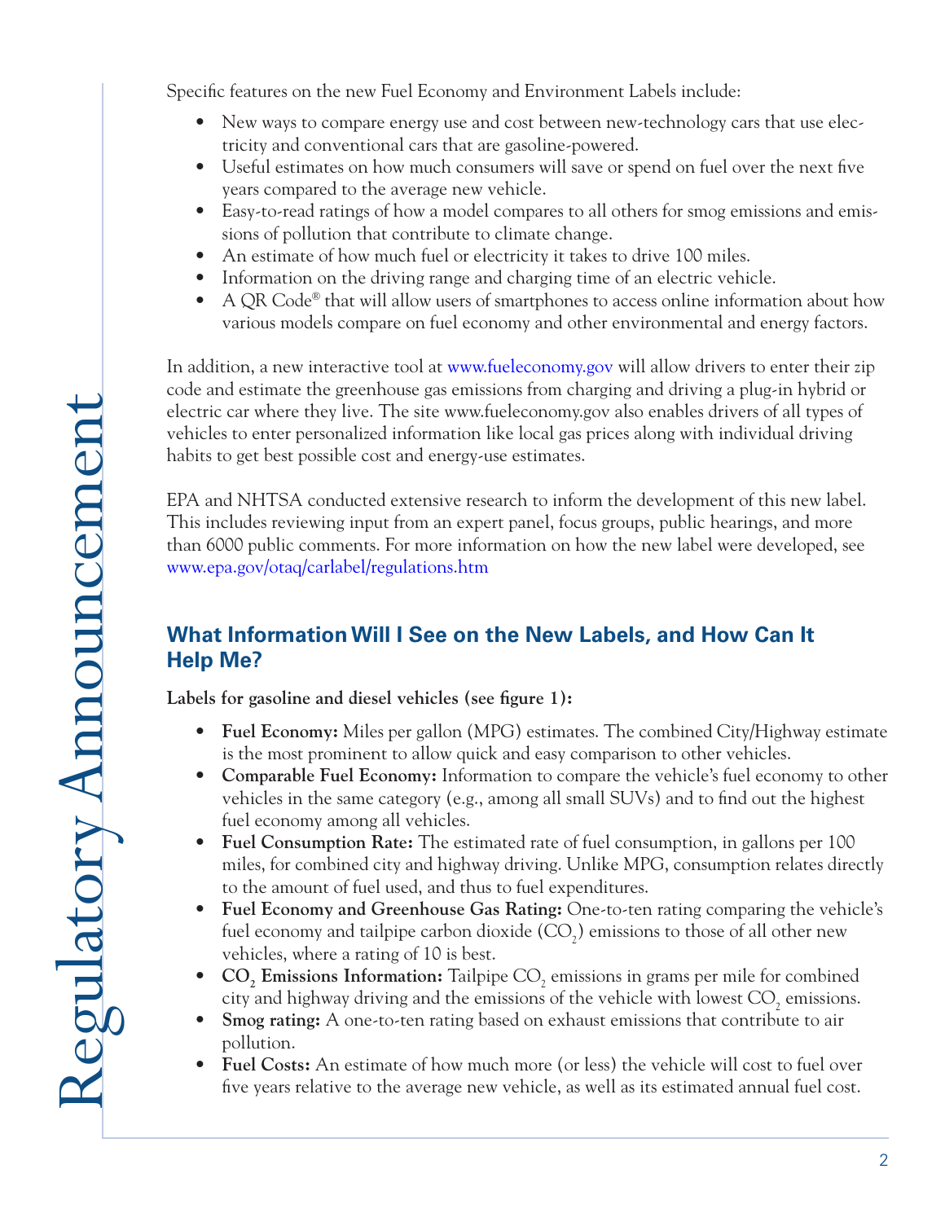Specific features on the new Fuel Economy and Environment Labels include:

- New ways to compare energy use and cost between new-technology cars that use electricity and conventional cars that are gasoline-powered.
- Useful estimates on how much consumers will save or spend on fuel over the next five years compared to the average new vehicle.
- Easy-to-read ratings of how a model compares to all others for smog emissions and emissions of pollution that contribute to climate change.
- An estimate of how much fuel or electricity it takes to drive 100 miles.
- Information on the driving range and charging time of an electric vehicle.
- A QR Code® that will allow users of smartphones to access online information about how various models compare on fuel economy and other environmental and energy factors.

In addition, a new interactive tool at www.fueleconomy.gov will allow drivers to enter their zip code and estimate the greenhouse gas emissions from charging and driving a plug-in hybrid or electric car where they live. The site www.fueleconomy.gov also enables drivers of all types of vehicles to enter personalized information like local gas prices along with individual driving habits to get best possible cost and energy-use estimates.

EPA and NHTSA conducted extensive research to inform the development of this new label. This includes reviewing input from an expert panel, focus groups, public hearings, and more than 6000 public comments. For more information on how the new label were developed, see www.epa.gov/otaq/carlabel/regulations.htm

## What Information Will I See on the New Labels, and How Can It Help Me?

**Labels for gasoline and diesel vehicles (see figure 1):**

- **Fuel Economy:** Miles per gallon (MPG) estimates. The combined City/Highway estimate is the most prominent to allow quick and easy comparison to other vehicles.
- **Comparable Fuel Economy:** Information to compare the vehicle's fuel economy to other vehicles in the same category (e.g., among all small SUVs) and to find out the highest fuel economy among all vehicles.
- **Fuel Consumption Rate:** The estimated rate of fuel consumption, in gallons per 100 miles, for combined city and highway driving. Unlike MPG, consumption relates directly to the amount of fuel used, and thus to fuel expenditures.
- **Fuel Economy and Greenhouse Gas Rating:** One-to-ten rating comparing the vehicle's fuel economy and tailpipe carbon dioxide ($CO_2$) emissions to those of all other new vehicles, where a rating of 10 is best.
- **$CO_2$ Emissions Information:** Tailpipe $CO_2$ emissions in grams per mile for combined city and highway driving and the emissions of the vehicle with lowest $CO_2$ emissions.
- **Smog rating:** A one-to-ten rating based on exhaust emissions that contribute to air pollution.
- **Fuel Costs:** An estimate of how much more (or less) the vehicle will cost to fuel over five years relative to the average new vehicle, as well as its estimated annual fuel cost.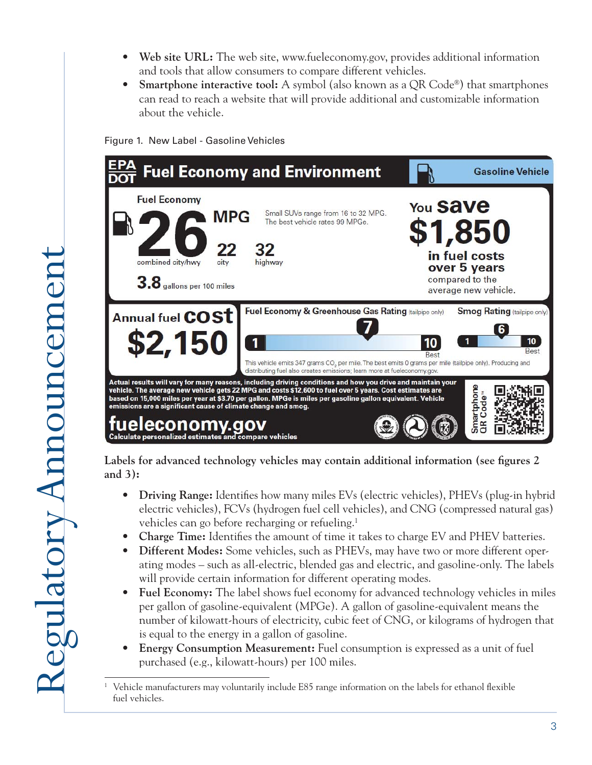- **Web site URL:** The web site, www.fueleconomy.gov, provides additional information and tools that allow consumers to compare different vehicles.
- **Smartphone interactive tool:** A symbol (also known as a QR Code®) that smartphones can read to reach a website that will provide additional and customizable information about the vehicle.

Figure 1. New Label - Gasoline Vehicles

EPA DOT **Fuel Economy and Environment** — Gasoline Vehicle

Fuel Economy

**26** MPG combined city/hwy | **22** city | **32** highway

Small SUVs range from 16 to 32 MPG. The best vehicle rates 99 MPGe.

**3.8** gallons per 100 miles

You **save** **$1,850** in fuel costs over 5 years compared to the average new vehicle.

Annual fuel **cost** **$2,150**

Fuel Economy & Greenhouse Gas Rating (tailpipe only): 7 (scale 1–10, 10 Best)

Smog Rating (tailpipe only): 6 (scale 1–10, 10 Best)

This vehicle emits 347 grams $CO_2$ per mile. The best emits 0 grams per mile (tailpipe only). Producing and distributing fuel also creates emissions; learn more at fueleconomy.gov.

Actual results will vary for many reasons, including driving conditions and how you drive and maintain your vehicle. The average new vehicle gets 22 MPG and costs $12,600 to fuel over 5 years. Cost estimates are based on 15,000 miles per year at $3.70 per gallon. MPGe is miles per gasoline gallon equivalent. Vehicle emissions are a significant cause of climate change and smog.

**fueleconomy.gov** Calculate personalized estimates and compare vehicles

Smartphone QR Code™

**Labels for advanced technology vehicles may contain additional information (see figures 2 and 3):**

- **Driving Range:** Identifies how many miles EVs (electric vehicles), PHEVs (plug-in hybrid electric vehicles), FCVs (hydrogen fuel cell vehicles), and CNG (compressed natural gas) vehicles can go before recharging or refueling.[1]
- **Charge Time:** Identifies the amount of time it takes to charge EV and PHEV batteries.
- **Different Modes:** Some vehicles, such as PHEVs, may have two or more different operating modes – such as all-electric, blended gas and electric, and gasoline-only. The labels will provide certain information for different operating modes.
- **Fuel Economy:** The label shows fuel economy for advanced technology vehicles in miles per gallon of gasoline-equivalent (MPGe). A gallon of gasoline-equivalent means the number of kilowatt-hours of electricity, cubic feet of CNG, or kilograms of hydrogen that is equal to the energy in a gallon of gasoline.
- **Energy Consumption Measurement:** Fuel consumption is expressed as a unit of fuel purchased (e.g., kilowatt-hours) per 100 miles.

[1] Vehicle manufacturers may voluntarily include E85 range information on the labels for ethanol flexible fuel vehicles.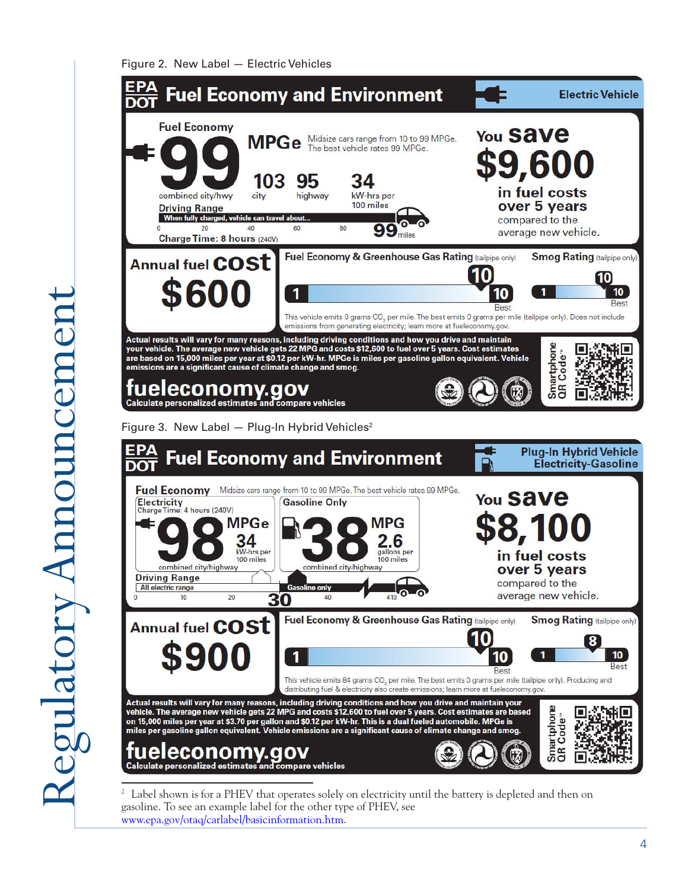Figure 2. New Label — Electric Vehicles

**EPA DOT Fuel Economy and Environment** — Electric Vehicle

**Fuel Economy**

**99 MPGe** combined city/hwy

Midsize cars range from 10 to 99 MPGe. The best vehicle rates 99 MPGe.

103 city | 95 highway | 34 kW-hrs per 100 miles

**Driving Range**

When fully charged, vehicle can travel about... 99 miles

0 20 40 60 80

**Charge Time: 8 hours** (240V)

**You save $9,600** in fuel costs over 5 years compared to the average new vehicle.

**Annual fuel cost $600**

**Fuel Economy & Greenhouse Gas Rating** (tailpipe only): 10 (1–10, 10 Best)

**Smog Rating** (tailpipe only): 10 (1–10, 10 Best)

This vehicle emits 0 grams $CO_2$ per mile. The best emits 0 grams per mile (tailpipe only). Does not include emissions from generating electricity; learn more at fueleconomy.gov.

Actual results will vary for many reasons, including driving conditions and how you drive and maintain your vehicle. The average new vehicle gets 22 MPG and costs $12,600 to fuel over 5 years. Cost estimates are based on 15,000 miles per year at $0.12 per kW-hr. MPGe is miles per gasoline gallon equivalent. Vehicle emissions are a significant cause of climate change and smog.

**fueleconomy.gov**
Calculate personalized estimates and compare vehicles

Smartphone QR Code™

Figure 3. New Label — Plug-In Hybrid Vehicles[2]

**EPA DOT Fuel Economy and Environment** — Plug-In Hybrid Vehicle Electricity-Gasoline

**Fuel Economy** Midsize cars range from 10 to 99 MPGe. The best vehicle rates 99 MPGe.

**Electricity**
Charge Time: 4 hours (240V)
**98 MPGe** combined city/highway
34 kW-hrs per 100 miles

**Gasoline Only**
**38 MPG** combined city/highway
2.6 gallons per 100 miles

**Driving Range**

All electric range: 30 — Gasoline only: 410

0 10 20 30 40 410

**You save $8,100** in fuel costs over 5 years compared to the average new vehicle.

**Annual fuel cost $900**

**Fuel Economy & Greenhouse Gas Rating** (tailpipe only): 10 (1–10, 10 Best)

**Smog Rating** (tailpipe only): 8 (1–10, 10 Best)

This vehicle emits 84 grams $CO_2$ per mile. The best emits 0 grams per mile (tailpipe only). Producing and distributing fuel & electricity also create emissions; learn more at fueleconomy.gov.

Actual results will vary for many reasons, including driving conditions and how you drive and maintain your vehicle. The average new vehicle gets 22 MPG and costs $12,600 to fuel over 5 years. Cost estimates are based on 15,000 miles per year at $3.70 per gallon and $0.12 per kW-hr. This is a dual fueled automobile. MPGe is miles per gasoline gallon equivalent. Vehicle emissions are a significant cause of climate change and smog.

**fueleconomy.gov**
Calculate personalized estimates and compare vehicles

Smartphone QR Code™

[2] Label shown is for a PHEV that operates solely on electricity until the battery is depleted and then on gasoline. To see an example label for the other type of PHEV, see www.epa.gov/otaq/carlabel/basicinformation.htm.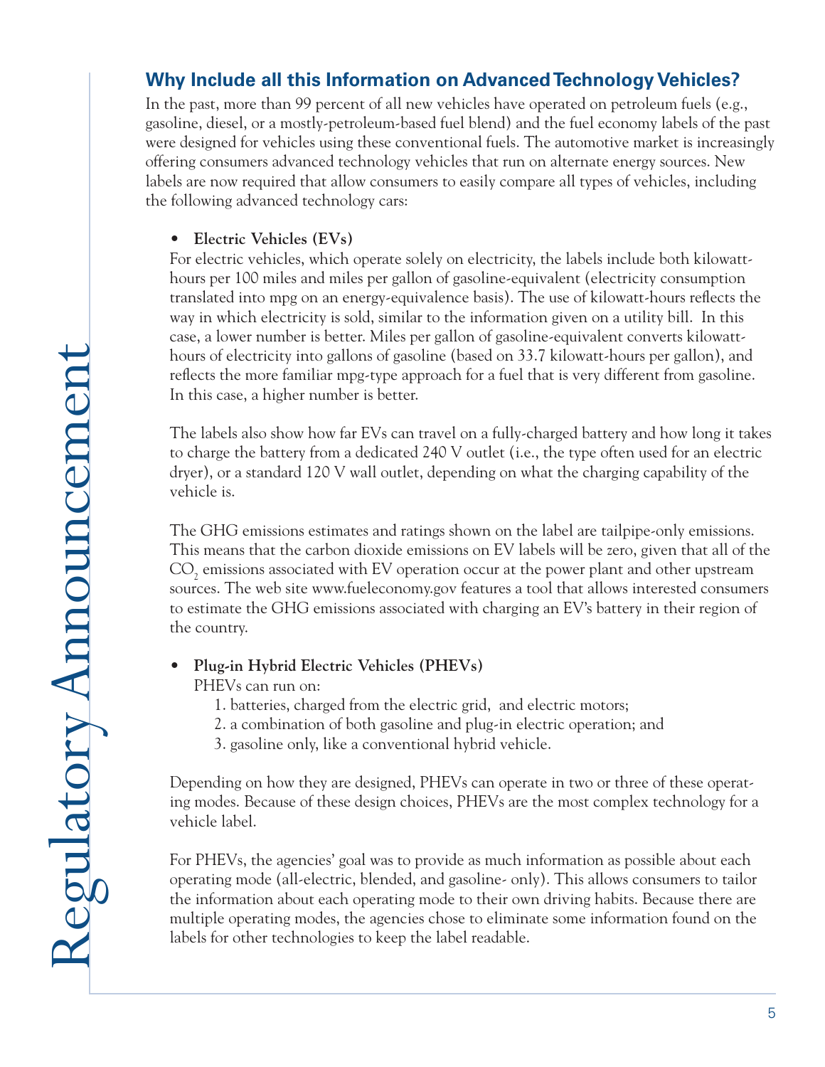## Why Include all this Information on Advanced Technology Vehicles?

In the past, more than 99 percent of all new vehicles have operated on petroleum fuels (e.g., gasoline, diesel, or a mostly-petroleum-based fuel blend) and the fuel economy labels of the past were designed for vehicles using these conventional fuels. The automotive market is increasingly offering consumers advanced technology vehicles that run on alternate energy sources. New labels are now required that allow consumers to easily compare all types of vehicles, including the following advanced technology cars:

- **Electric Vehicles (EVs)**

For electric vehicles, which operate solely on electricity, the labels include both kilowatt-hours per 100 miles and miles per gallon of gasoline-equivalent (electricity consumption translated into mpg on an energy-equivalence basis). The use of kilowatt-hours reflects the way in which electricity is sold, similar to the information given on a utility bill. In this case, a lower number is better. Miles per gallon of gasoline-equivalent converts kilowatt-hours of electricity into gallons of gasoline (based on 33.7 kilowatt-hours per gallon), and reflects the more familiar mpg-type approach for a fuel that is very different from gasoline. In this case, a higher number is better.

The labels also show how far EVs can travel on a fully-charged battery and how long it takes to charge the battery from a dedicated 240 V outlet (i.e., the type often used for an electric dryer), or a standard 120 V wall outlet, depending on what the charging capability of the vehicle is.

The GHG emissions estimates and ratings shown on the label are tailpipe-only emissions. This means that the carbon dioxide emissions on EV labels will be zero, given that all of the $CO_2$ emissions associated with EV operation occur at the power plant and other upstream sources. The web site www.fueleconomy.gov features a tool that allows interested consumers to estimate the GHG emissions associated with charging an EV's battery in their region of the country.

- **Plug-in Hybrid Electric Vehicles (PHEVs)**

PHEVs can run on:

1. batteries, charged from the electric grid, and electric motors;
2. a combination of both gasoline and plug-in electric operation; and
3. gasoline only, like a conventional hybrid vehicle.

Depending on how they are designed, PHEVs can operate in two or three of these operating modes. Because of these design choices, PHEVs are the most complex technology for a vehicle label.

For PHEVs, the agencies' goal was to provide as much information as possible about each operating mode (all-electric, blended, and gasoline- only). This allows consumers to tailor the information about each operating mode to their own driving habits. Because there are multiple operating modes, the agencies chose to eliminate some information found on the labels for other technologies to keep the label readable.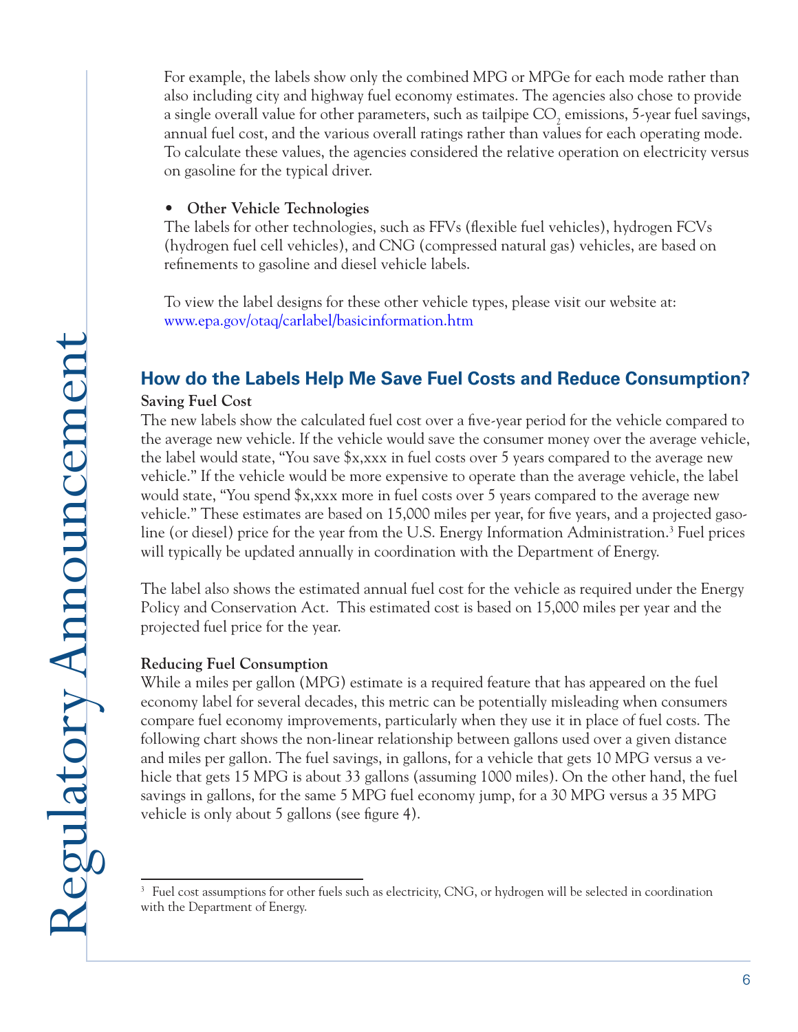For example, the labels show only the combined MPG or MPGe for each mode rather than also including city and highway fuel economy estimates. The agencies also chose to provide a single overall value for other parameters, such as tailpipe $CO_2$ emissions, 5-year fuel savings, annual fuel cost, and the various overall ratings rather than values for each operating mode. To calculate these values, the agencies considered the relative operation on electricity versus on gasoline for the typical driver.

- **Other Vehicle Technologies**
  The labels for other technologies, such as FFVs (flexible fuel vehicles), hydrogen FCVs (hydrogen fuel cell vehicles), and CNG (compressed natural gas) vehicles, are based on refinements to gasoline and diesel vehicle labels.

  To view the label designs for these other vehicle types, please visit our website at: www.epa.gov/otaq/carlabel/basicinformation.htm

## How do the Labels Help Me Save Fuel Costs and Reduce Consumption?

**Saving Fuel Cost**

The new labels show the calculated fuel cost over a five-year period for the vehicle compared to the average new vehicle. If the vehicle would save the consumer money over the average vehicle, the label would state, "You save $x,xxx in fuel costs over 5 years compared to the average new vehicle." If the vehicle would be more expensive to operate than the average vehicle, the label would state, "You spend $x,xxx more in fuel costs over 5 years compared to the average new vehicle." These estimates are based on 15,000 miles per year, for five years, and a projected gasoline (or diesel) price for the year from the U.S. Energy Information Administration.[3] Fuel prices will typically be updated annually in coordination with the Department of Energy.

The label also shows the estimated annual fuel cost for the vehicle as required under the Energy Policy and Conservation Act. This estimated cost is based on 15,000 miles per year and the projected fuel price for the year.

**Reducing Fuel Consumption**

While a miles per gallon (MPG) estimate is a required feature that has appeared on the fuel economy label for several decades, this metric can be potentially misleading when consumers compare fuel economy improvements, particularly when they use it in place of fuel costs. The following chart shows the non-linear relationship between gallons used over a given distance and miles per gallon. The fuel savings, in gallons, for a vehicle that gets 10 MPG versus a vehicle that gets 15 MPG is about 33 gallons (assuming 1000 miles). On the other hand, the fuel savings in gallons, for the same 5 MPG fuel economy jump, for a 30 MPG versus a 35 MPG vehicle is only about 5 gallons (see figure 4).

---

[3] Fuel cost assumptions for other fuels such as electricity, CNG, or hydrogen will be selected in coordination with the Department of Energy.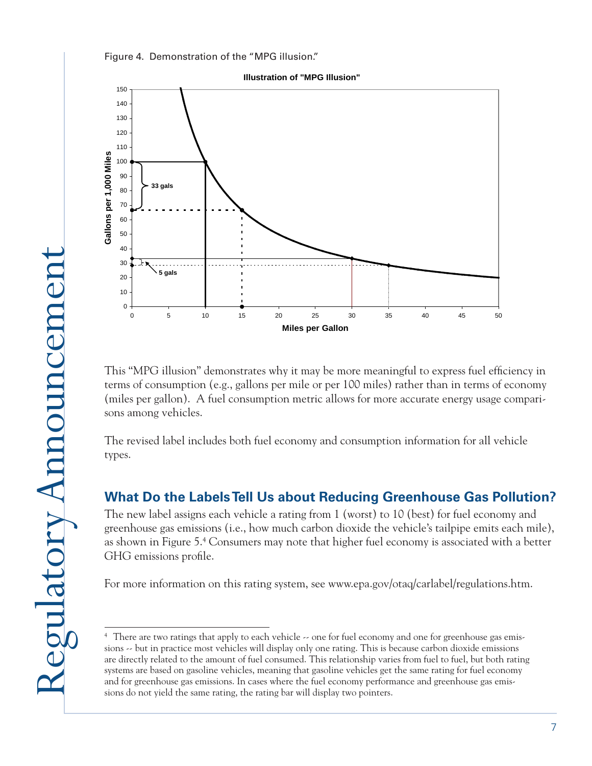Figure 4. Demonstration of the "MPG illusion."

This "MPG illusion" demonstrates why it may be more meaningful to express fuel efficiency in terms of consumption (e.g., gallons per mile or per 100 miles) rather than in terms of economy (miles per gallon). A fuel consumption metric allows for more accurate energy usage comparisons among vehicles.

The revised label includes both fuel economy and consumption information for all vehicle types.

## What Do the Labels Tell Us about Reducing Greenhouse Gas Pollution?

The new label assigns each vehicle a rating from 1 (worst) to 10 (best) for fuel economy and greenhouse gas emissions (i.e., how much carbon dioxide the vehicle's tailpipe emits each mile), as shown in Figure 5.[4] Consumers may note that higher fuel economy is associated with a better GHG emissions profile.

For more information on this rating system, see www.epa.gov/otaq/carlabel/regulations.htm.

---

[4] There are two ratings that apply to each vehicle -- one for fuel economy and one for greenhouse gas emissions -- but in practice most vehicles will display only one rating. This is because carbon dioxide emissions are directly related to the amount of fuel consumed. This relationship varies from fuel to fuel, but both rating systems are based on gasoline vehicles, meaning that gasoline vehicles get the same rating for fuel economy and for greenhouse gas emissions. In cases where the fuel economy performance and greenhouse gas emissions do not yield the same rating, the rating bar will display two pointers.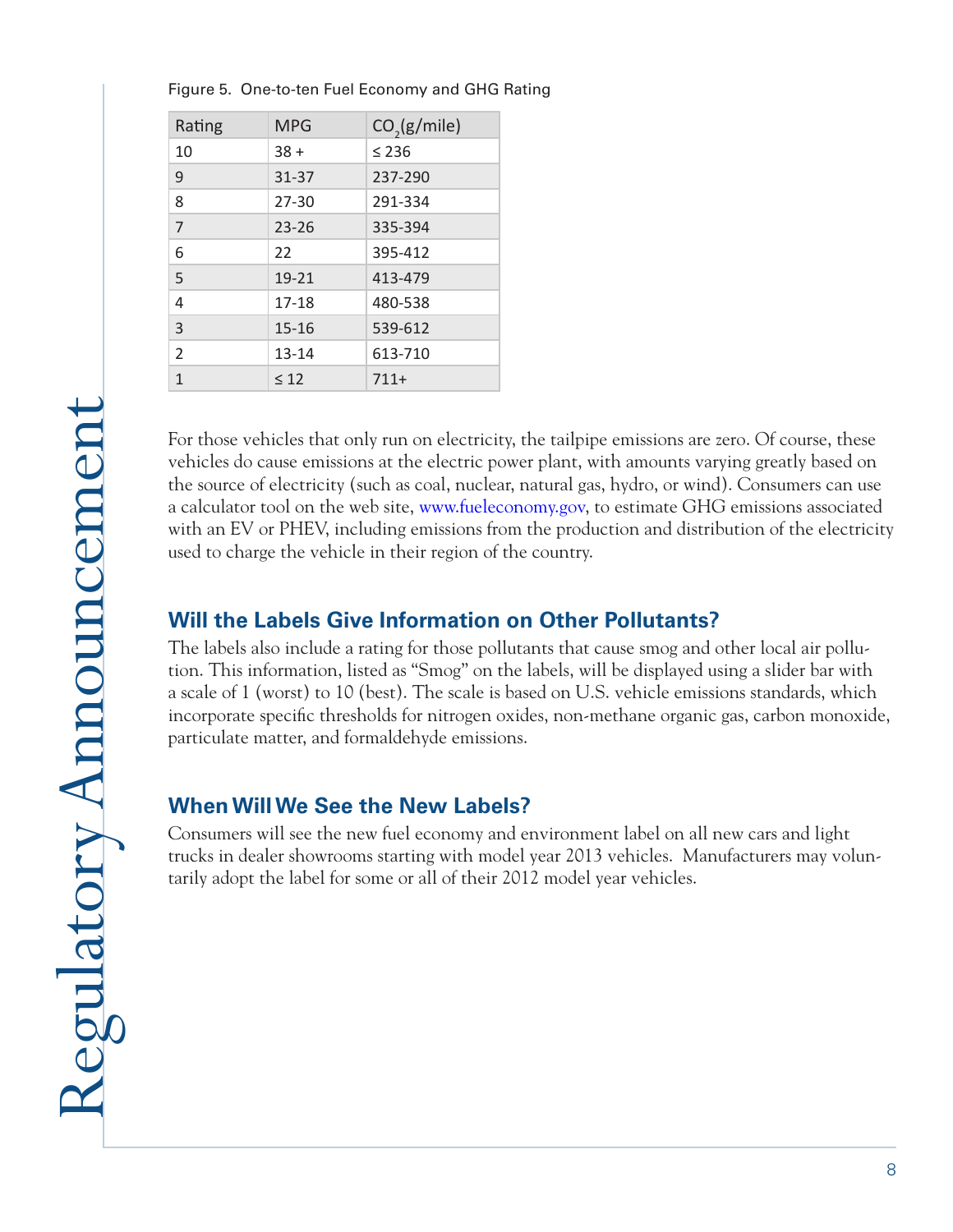Figure 5. One-to-ten Fuel Economy and GHG Rating

| Rating | MPG | $CO_2$(g/mile) |
|---|---|---|
| 10 | 38 + | ≤ 236 |
| 9 | 31-37 | 237-290 |
| 8 | 27-30 | 291-334 |
| 7 | 23-26 | 335-394 |
| 6 | 22 | 395-412 |
| 5 | 19-21 | 413-479 |
| 4 | 17-18 | 480-538 |
| 3 | 15-16 | 539-612 |
| 2 | 13-14 | 613-710 |
| 1 | ≤ 12 | 711+ |

For those vehicles that only run on electricity, the tailpipe emissions are zero. Of course, these vehicles do cause emissions at the electric power plant, with amounts varying greatly based on the source of electricity (such as coal, nuclear, natural gas, hydro, or wind). Consumers can use a calculator tool on the web site, www.fueleconomy.gov, to estimate GHG emissions associated with an EV or PHEV, including emissions from the production and distribution of the electricity used to charge the vehicle in their region of the country.

## Will the Labels Give Information on Other Pollutants?

The labels also include a rating for those pollutants that cause smog and other local air pollution. This information, listed as "Smog" on the labels, will be displayed using a slider bar with a scale of 1 (worst) to 10 (best). The scale is based on U.S. vehicle emissions standards, which incorporate specific thresholds for nitrogen oxides, non-methane organic gas, carbon monoxide, particulate matter, and formaldehyde emissions.

## When Will We See the New Labels?

Consumers will see the new fuel economy and environment label on all new cars and light trucks in dealer showrooms starting with model year 2013 vehicles. Manufacturers may voluntarily adopt the label for some or all of their 2012 model year vehicles.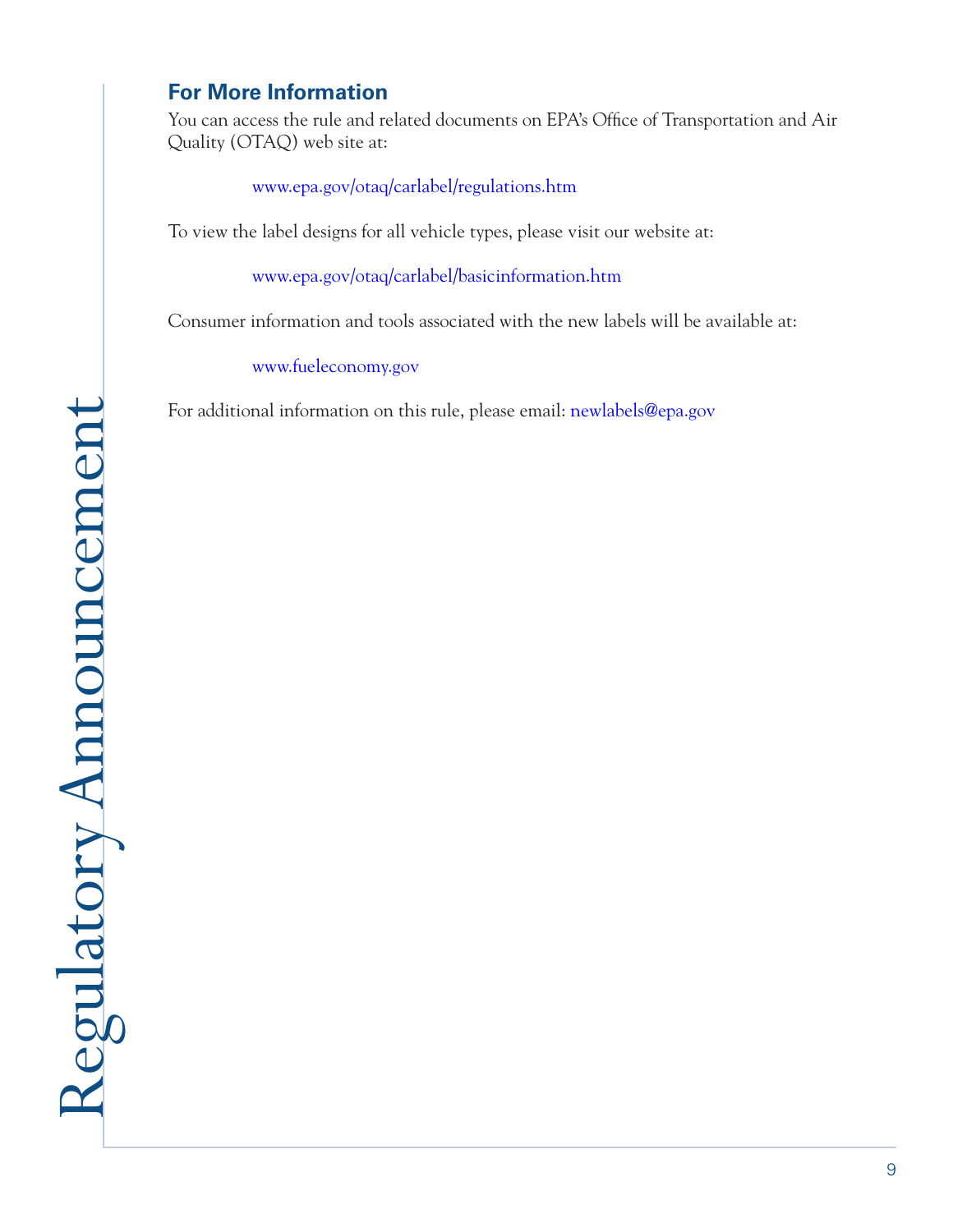## For More Information

You can access the rule and related documents on EPA's Office of Transportation and Air Quality (OTAQ) web site at:

www.epa.gov/otaq/carlabel/regulations.htm

To view the label designs for all vehicle types, please visit our website at:

www.epa.gov/otaq/carlabel/basicinformation.htm

Consumer information and tools associated with the new labels will be available at:

www.fueleconomy.gov

For additional information on this rule, please email: newlabels@epa.gov